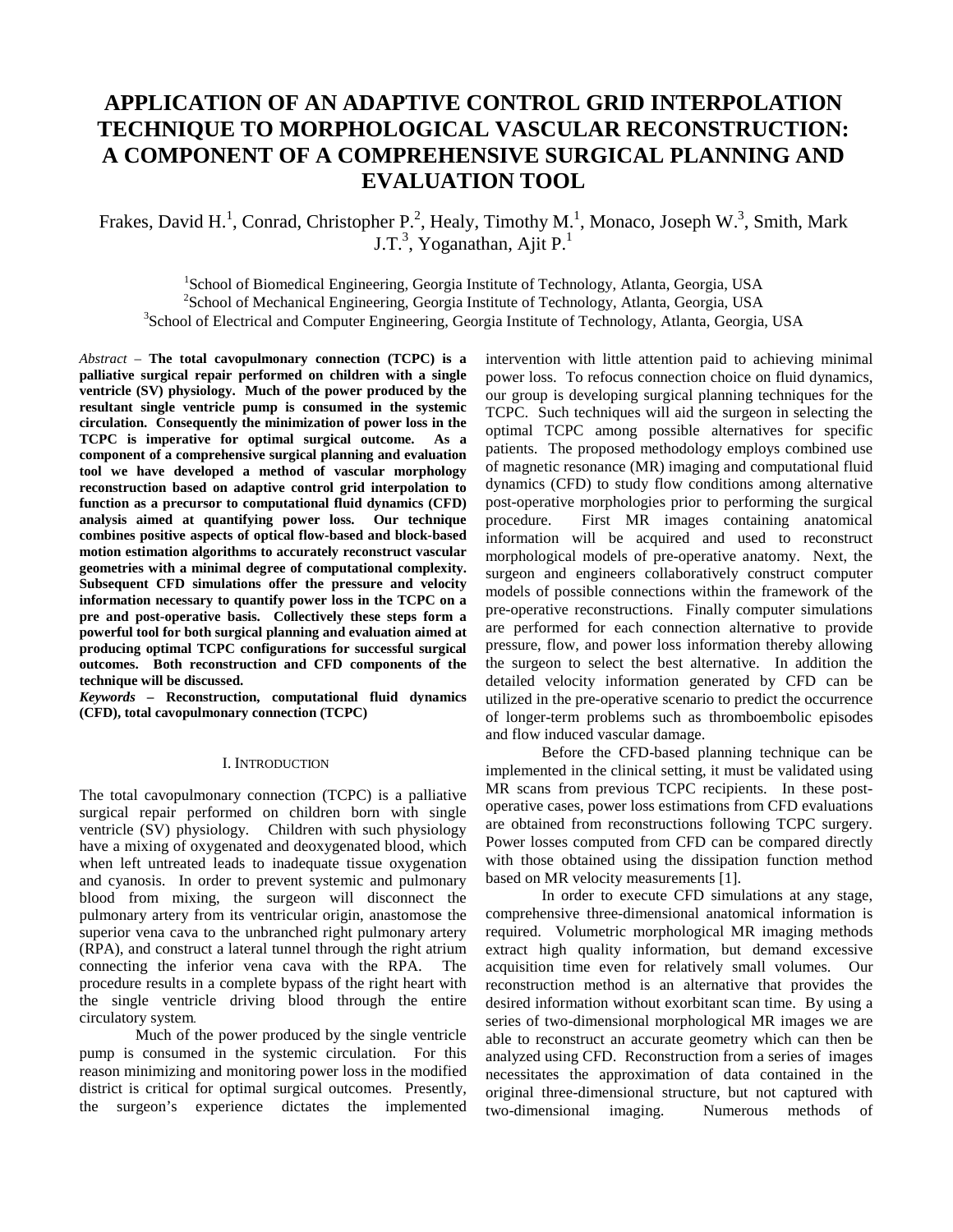# APPLICATION OF AN ADAPTIVE CONTROL GRID INTERPOLATION TECHNIQUE TO MORPHOLOGICAL VASCULAR RECONSTRUCTION: A COMPONENT OF A COMPREHENSIVE SURGICAL PLANNING AND EVALUATION TOOL

Frakes, David H.[1], Conrad, Christopher P.[2], Healy, Timothy M.[1], Monaco, Joseph W.[3], Smith, Mark J.T.[3], Yoganathan, Ajit P.[1]

[1]School of Biomedical Engineering, Georgia Institute of Technology, Atlanta, Georgia, USA
[2]School of Mechanical Engineering, Georgia Institute of Technology, Atlanta, Georgia, USA
[3]School of Electrical and Computer Engineering, Georgia Institute of Technology, Atlanta, Georgia, USA

*Abstract* – **The total cavopulmonary connection (TCPC) is a palliative surgical repair performed on children with a single ventricle (SV) physiology. Much of the power produced by the resultant single ventricle pump is consumed in the systemic circulation. Consequently the minimization of power loss in the TCPC is imperative for optimal surgical outcome. As a component of a comprehensive surgical planning and evaluation tool we have developed a method of vascular morphology reconstruction based on adaptive control grid interpolation to function as a precursor to computational fluid dynamics (CFD) analysis aimed at quantifying power loss. Our technique combines positive aspects of optical flow-based and block-based motion estimation algorithms to accurately reconstruct vascular geometries with a minimal degree of computational complexity. Subsequent CFD simulations offer the pressure and velocity information necessary to quantify power loss in the TCPC on a pre and post-operative basis. Collectively these steps form a powerful tool for both surgical planning and evaluation aimed at producing optimal TCPC configurations for successful surgical outcomes. Both reconstruction and CFD components of the technique will be discussed.**

***Keywords*** **– Reconstruction, computational fluid dynamics (CFD), total cavopulmonary connection (TCPC)**

## I. INTRODUCTION

The total cavopulmonary connection (TCPC) is a palliative surgical repair performed on children born with single ventricle (SV) physiology. Children with such physiology have a mixing of oxygenated and deoxygenated blood, which when left untreated leads to inadequate tissue oxygenation and cyanosis. In order to prevent systemic and pulmonary blood from mixing, the surgeon will disconnect the pulmonary artery from its ventricular origin, anastomose the superior vena cava to the unbranched right pulmonary artery (RPA), and construct a lateral tunnel through the right atrium connecting the inferior vena cava with the RPA. The procedure results in a complete bypass of the right heart with the single ventricle driving blood through the entire circulatory system.

Much of the power produced by the single ventricle pump is consumed in the systemic circulation. For this reason minimizing and monitoring power loss in the modified district is critical for optimal surgical outcomes. Presently, the surgeon's experience dictates the implemented intervention with little attention paid to achieving minimal power loss. To refocus connection choice on fluid dynamics, our group is developing surgical planning techniques for the TCPC. Such techniques will aid the surgeon in selecting the optimal TCPC among possible alternatives for specific patients. The proposed methodology employs combined use of magnetic resonance (MR) imaging and computational fluid dynamics (CFD) to study flow conditions among alternative post-operative morphologies prior to performing the surgical procedure. First MR images containing anatomical information will be acquired and used to reconstruct morphological models of pre-operative anatomy. Next, the surgeon and engineers collaboratively construct computer models of possible connections within the framework of the pre-operative reconstructions. Finally computer simulations are performed for each connection alternative to provide pressure, flow, and power loss information thereby allowing the surgeon to select the best alternative. In addition the detailed velocity information generated by CFD can be utilized in the pre-operative scenario to predict the occurrence of longer-term problems such as thromboembolic episodes and flow induced vascular damage.

Before the CFD-based planning technique can be implemented in the clinical setting, it must be validated using MR scans from previous TCPC recipients. In these post-operative cases, power loss estimations from CFD evaluations are obtained from reconstructions following TCPC surgery. Power losses computed from CFD can be compared directly with those obtained using the dissipation function method based on MR velocity measurements [1].

In order to execute CFD simulations at any stage, comprehensive three-dimensional anatomical information is required. Volumetric morphological MR imaging methods extract high quality information, but demand excessive acquisition time even for relatively small volumes. Our reconstruction method is an alternative that provides the desired information without exorbitant scan time. By using a series of two-dimensional morphological MR images we are able to reconstruct an accurate geometry which can then be analyzed using CFD. Reconstruction from a series of images necessitates the approximation of data contained in the original three-dimensional structure, but not captured with two-dimensional imaging. Numerous methods of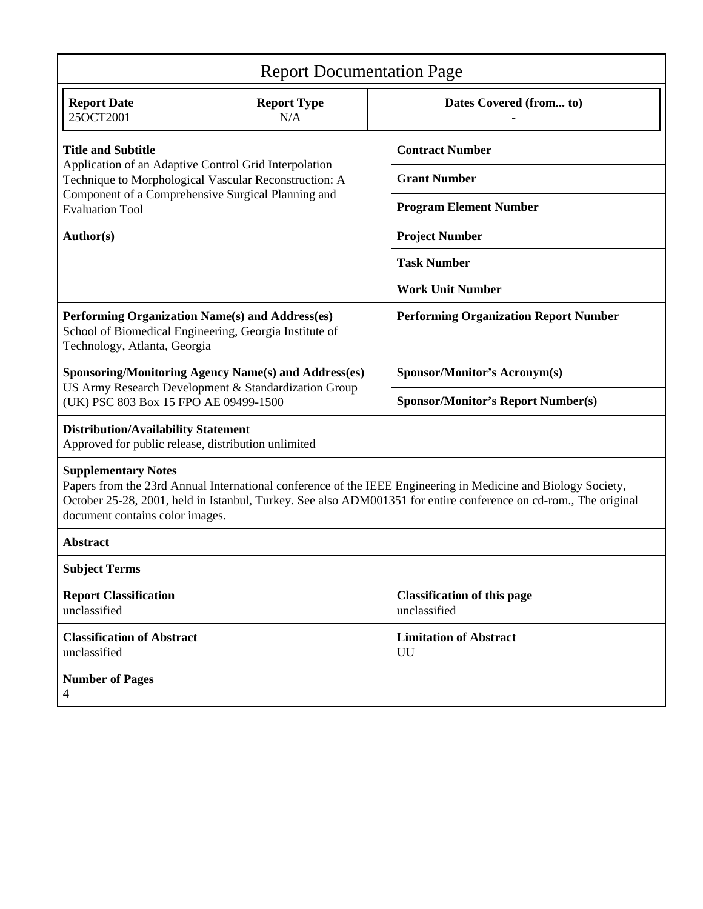# Report Documentation Page

| Report Date | Report Type | Dates Covered (from... to) |
|---|---|---|
| 25OCT2001 | N/A | - |

| | |
|---|---|
| **Title and Subtitle**<br>Application of an Adaptive Control Grid Interpolation Technique to Morphological Vascular Reconstruction: A Component of a Comprehensive Surgical Planning and Evaluation Tool | **Contract Number** |
| | **Grant Number** |
| | **Program Element Number** |
| **Author(s)** | **Project Number** |
| | **Task Number** |
| | **Work Unit Number** |
| **Performing Organization Name(s) and Address(es)**<br>School of Biomedical Engineering, Georgia Institute of Technology, Atlanta, Georgia | **Performing Organization Report Number** |
| **Sponsoring/Monitoring Agency Name(s) and Address(es)**<br>US Army Research Development & Standardization Group (UK) PSC 803 Box 15 FPO AE 09499-1500 | **Sponsor/Monitor's Acronym(s)** |
| | **Sponsor/Monitor's Report Number(s)** |

**Distribution/Availability Statement**
Approved for public release, distribution unlimited

**Supplementary Notes**
Papers from the 23rd Annual International conference of the IEEE Engineering in Medicine and Biology Society, October 25-28, 2001, held in Istanbul, Turkey. See also ADM001351 for entire conference on cd-rom., The original document contains color images.

**Abstract**

**Subject Terms**

| | |
|---|---|
| **Report Classification**<br>unclassified | **Classification of this page**<br>unclassified |
| **Classification of Abstract**<br>unclassified | **Limitation of Abstract**<br>UU |

**Number of Pages**
4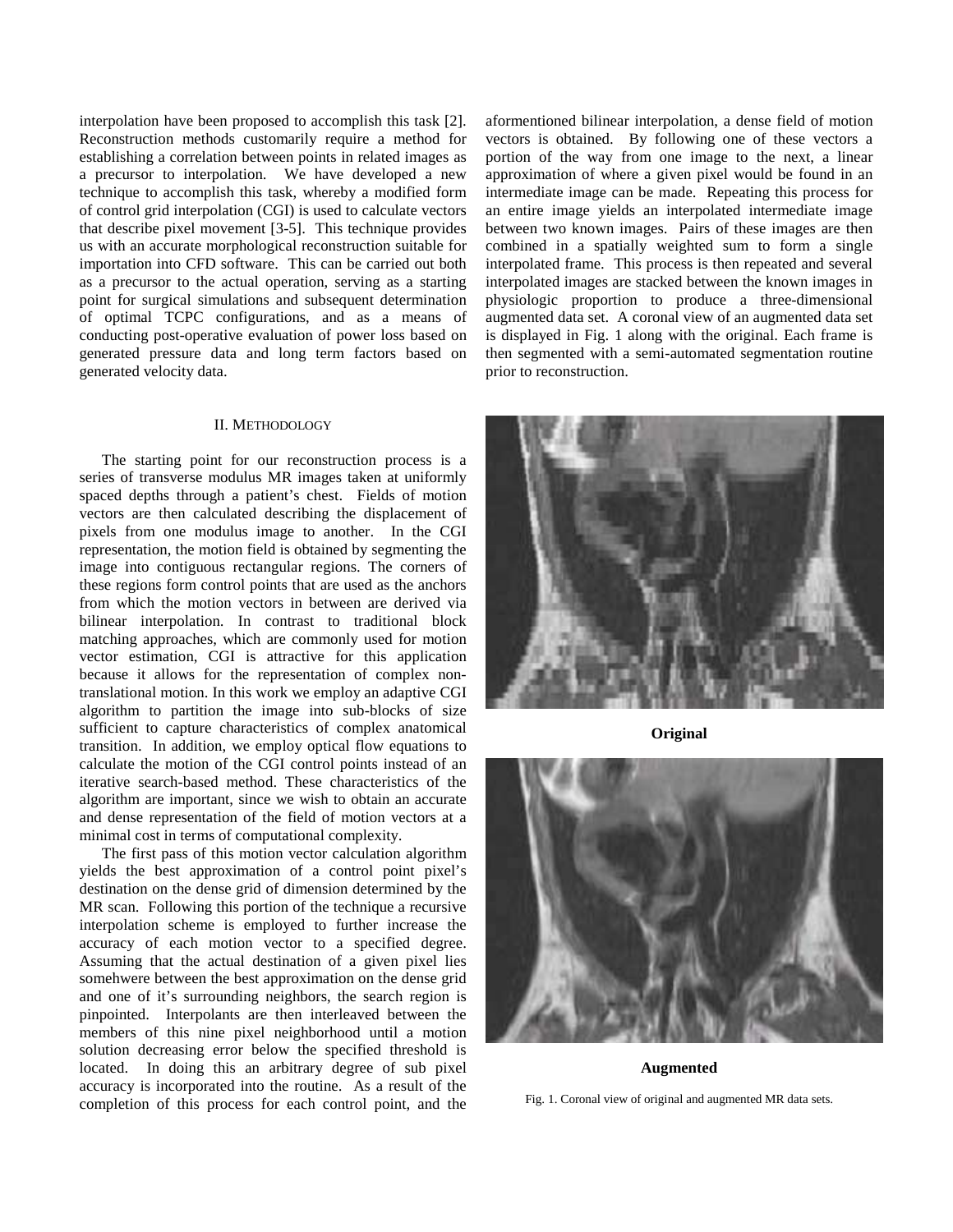interpolation have been proposed to accomplish this task [2]. Reconstruction methods customarily require a method for establishing a correlation between points in related images as a precursor to interpolation. We have developed a new technique to accomplish this task, whereby a modified form of control grid interpolation (CGI) is used to calculate vectors that describe pixel movement [3-5]. This technique provides us with an accurate morphological reconstruction suitable for importation into CFD software. This can be carried out both as a precursor to the actual operation, serving as a starting point for surgical simulations and subsequent determination of optimal TCPC configurations, and as a means of conducting post-operative evaluation of power loss based on generated pressure data and long term factors based on generated velocity data.

## II. Methodology

The starting point for our reconstruction process is a series of transverse modulus MR images taken at uniformly spaced depths through a patient's chest. Fields of motion vectors are then calculated describing the displacement of pixels from one modulus image to another. In the CGI representation, the motion field is obtained by segmenting the image into contiguous rectangular regions. The corners of these regions form control points that are used as the anchors from which the motion vectors in between are derived via bilinear interpolation. In contrast to traditional block matching approaches, which are commonly used for motion vector estimation, CGI is attractive for this application because it allows for the representation of complex non-translational motion. In this work we employ an adaptive CGI algorithm to partition the image into sub-blocks of size sufficient to capture characteristics of complex anatomical transition. In addition, we employ optical flow equations to calculate the motion of the CGI control points instead of an iterative search-based method. These characteristics of the algorithm are important, since we wish to obtain an accurate and dense representation of the field of motion vectors at a minimal cost in terms of computational complexity.

The first pass of this motion vector calculation algorithm yields the best approximation of a control point pixel's destination on the dense grid of dimension determined by the MR scan. Following this portion of the technique a recursive interpolation scheme is employed to further increase the accuracy of each motion vector to a specified degree. Assuming that the actual destination of a given pixel lies somehwere between the best approximation on the dense grid and one of it's surrounding neighbors, the search region is pinpointed. Interpolants are then interleaved between the members of this nine pixel neighborhood until a motion solution decreasing error below the specified threshold is located. In doing this an arbitrary degree of sub pixel accuracy is incorporated into the routine. As a result of the completion of this process for each control point, and the aformentioned bilinear interpolation, a dense field of motion vectors is obtained. By following one of these vectors a portion of the way from one image to the next, a linear approximation of where a given pixel would be found in an intermediate image can be made. Repeating this process for an entire image yields an interpolated intermediate image between two known images. Pairs of these images are then combined in a spatially weighted sum to form a single interpolated frame. This process is then repeated and several interpolated images are stacked between the known images in physiologic proportion to produce a three-dimensional augmented data set. A coronal view of an augmented data set is displayed in Fig. 1 along with the original. Each frame is then segmented with a semi-automated segmentation routine prior to reconstruction.

**Original**

**Augmented**

Fig. 1. Coronal view of original and augmented MR data sets.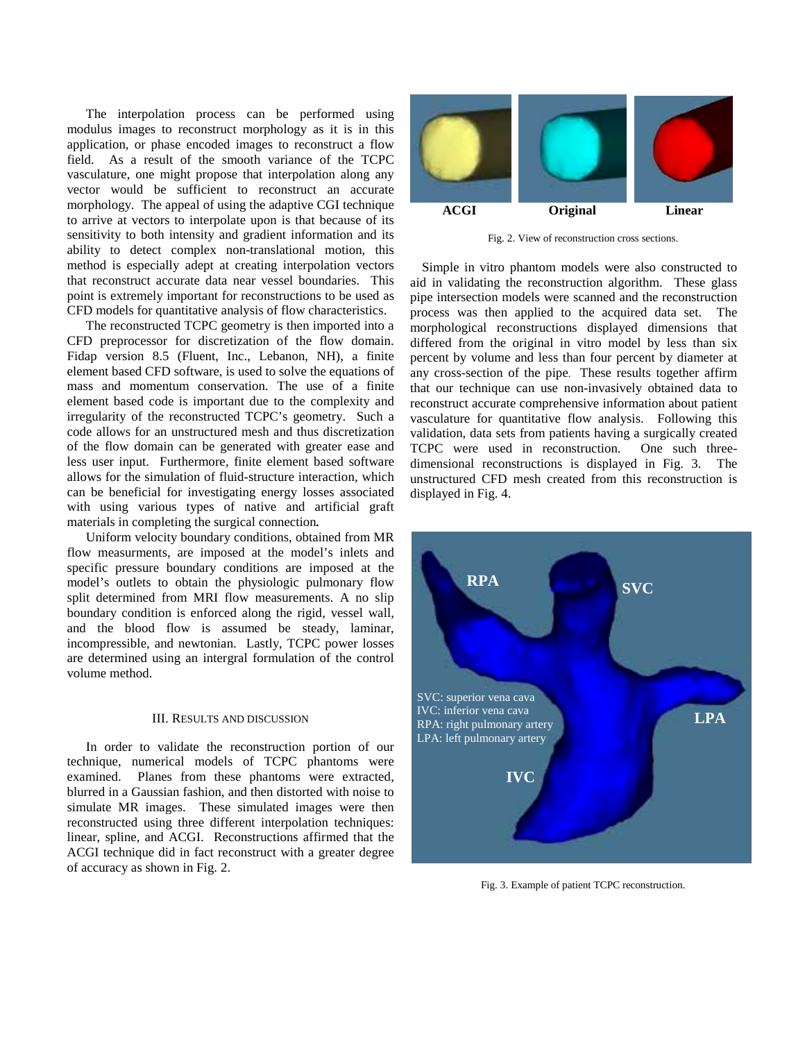The interpolation process can be performed using modulus images to reconstruct morphology as it is in this application, or phase encoded images to reconstruct a flow field. As a result of the smooth variance of the TCPC vasculature, one might propose that interpolation along any vector would be sufficient to reconstruct an accurate morphology. The appeal of using the adaptive CGI technique to arrive at vectors to interpolate upon is that because of its sensitivity to both intensity and gradient information and its ability to detect complex non-translational motion, this method is especially adept at creating interpolation vectors that reconstruct accurate data near vessel boundaries. This point is extremely important for reconstructions to be used as CFD models for quantitative analysis of flow characteristics.

The reconstructed TCPC geometry is then imported into a CFD preprocessor for discretization of the flow domain. Fidap version 8.5 (Fluent, Inc., Lebanon, NH), a finite element based CFD software, is used to solve the equations of mass and momentum conservation. The use of a finite element based code is important due to the complexity and irregularity of the reconstructed TCPC's geometry. Such a code allows for an unstructured mesh and thus discretization of the flow domain can be generated with greater ease and less user input. Furthermore, finite element based software allows for the simulation of fluid-structure interaction, which can be beneficial for investigating energy losses associated with using various types of native and artificial graft materials in completing the surgical connection**.**

Uniform velocity boundary conditions, obtained from MR flow measurments, are imposed at the model's inlets and specific pressure boundary conditions are imposed at the model's outlets to obtain the physiologic pulmonary flow split determined from MRI flow measurements. A no slip boundary condition is enforced along the rigid, vessel wall, and the blood flow is assumed be steady, laminar, incompressible, and newtonian. Lastly, TCPC power losses are determined using an intergral formulation of the control volume method.

## III. Results and Discussion

In order to validate the reconstruction portion of our technique, numerical models of TCPC phantoms were examined. Planes from these phantoms were extracted, blurred in a Gaussian fashion, and then distorted with noise to simulate MR images. These simulated images were then reconstructed using three different interpolation techniques: linear, spline, and ACGI. Reconstructions affirmed that the ACGI technique did in fact reconstruct with a greater degree of accuracy as shown in Fig. 2.

**ACGI** **Original** **Linear**

Fig. 2. View of reconstruction cross sections.

Simple in vitro phantom models were also constructed to aid in validating the reconstruction algorithm. These glass pipe intersection models were scanned and the reconstruction process was then applied to the acquired data set. The morphological reconstructions displayed dimensions that differed from the original in vitro model by less than six percent by volume and less than four percent by diameter at any cross-section of the pipe. These results together affirm that our technique can use non-invasively obtained data to reconstruct accurate comprehensive information about patient vasculature for quantitative flow analysis. Following this validation, data sets from patients having a surgically created TCPC were used in reconstruction. One such three-dimensional reconstructions is displayed in Fig. 3. The unstructured CFD mesh created from this reconstruction is displayed in Fig. 4.

RPA
SVC
SVC: superior vena cava
IVC: inferior vena cava
RPA: right pulmonary artery
LPA: left pulmonary artery
LPA
IVC

Fig. 3. Example of patient TCPC reconstruction.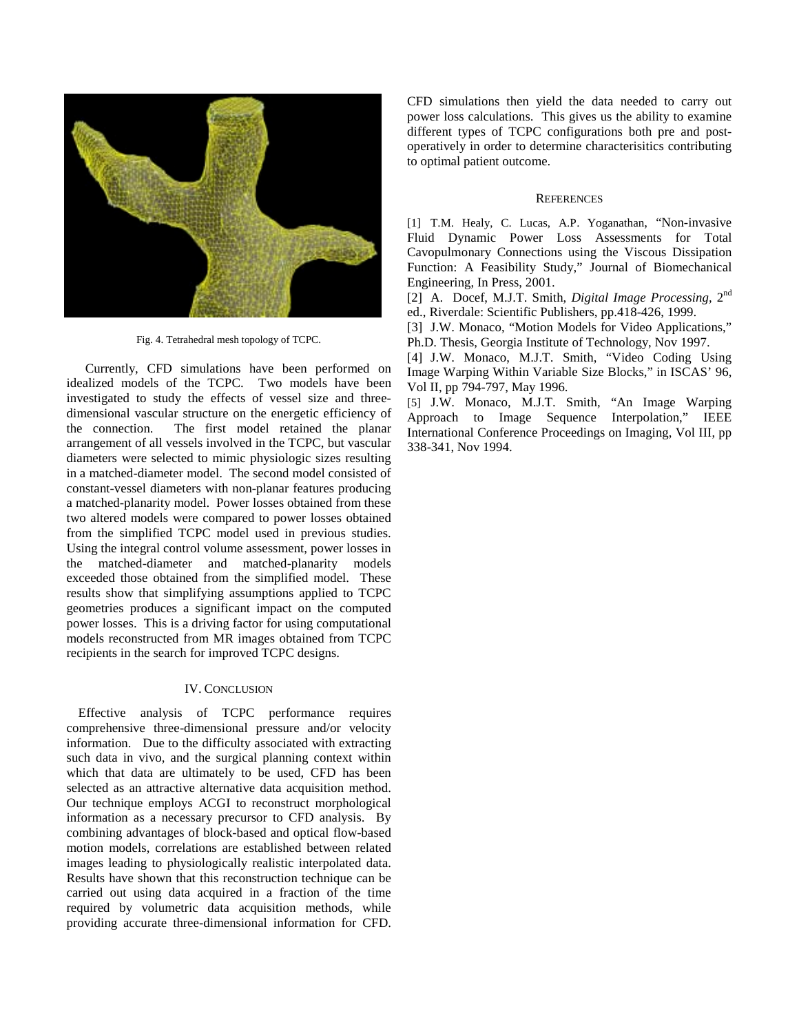Fig. 4. Tetrahedral mesh topology of TCPC.

Currently, CFD simulations have been performed on idealized models of the TCPC. Two models have been investigated to study the effects of vessel size and three-dimensional vascular structure on the energetic efficiency of the connection. The first model retained the planar arrangement of all vessels involved in the TCPC, but vascular diameters were selected to mimic physiologic sizes resulting in a matched-diameter model. The second model consisted of constant-vessel diameters with non-planar features producing a matched-planarity model. Power losses obtained from these two altered models were compared to power losses obtained from the simplified TCPC model used in previous studies. Using the integral control volume assessment, power losses in the matched-diameter and matched-planarity models exceeded those obtained from the simplified model. These results show that simplifying assumptions applied to TCPC geometries produces a significant impact on the computed power losses. This is a driving factor for using computational models reconstructed from MR images obtained from TCPC recipients in the search for improved TCPC designs.

## IV. Conclusion

Effective analysis of TCPC performance requires comprehensive three-dimensional pressure and/or velocity information. Due to the difficulty associated with extracting such data in vivo, and the surgical planning context within which that data are ultimately to be used, CFD has been selected as an attractive alternative data acquisition method. Our technique employs ACGI to reconstruct morphological information as a necessary precursor to CFD analysis. By combining advantages of block-based and optical flow-based motion models, correlations are established between related images leading to physiologically realistic interpolated data. Results have shown that this reconstruction technique can be carried out using data acquired in a fraction of the time required by volumetric data acquisition methods, while providing accurate three-dimensional information for CFD. CFD simulations then yield the data needed to carry out power loss calculations. This gives us the ability to examine different types of TCPC configurations both pre and post-operatively in order to determine characterisitics contributing to optimal patient outcome.

## References

[1] T.M. Healy, C. Lucas, A.P. Yoganathan, "Non-invasive Fluid Dynamic Power Loss Assessments for Total Cavopulmonary Connections using the Viscous Dissipation Function: A Feasibility Study," Journal of Biomechanical Engineering, In Press, 2001.

[2] A. Docef, M.J.T. Smith, *Digital Image Processing*, 2nd ed., Riverdale: Scientific Publishers, pp.418-426, 1999.

[3] J.W. Monaco, "Motion Models for Video Applications," Ph.D. Thesis, Georgia Institute of Technology, Nov 1997.

[4] J.W. Monaco, M.J.T. Smith, "Video Coding Using Image Warping Within Variable Size Blocks," in ISCAS' 96, Vol II, pp 794-797, May 1996.

[5] J.W. Monaco, M.J.T. Smith, "An Image Warping Approach to Image Sequence Interpolation," IEEE International Conference Proceedings on Imaging, Vol III, pp 338-341, Nov 1994.